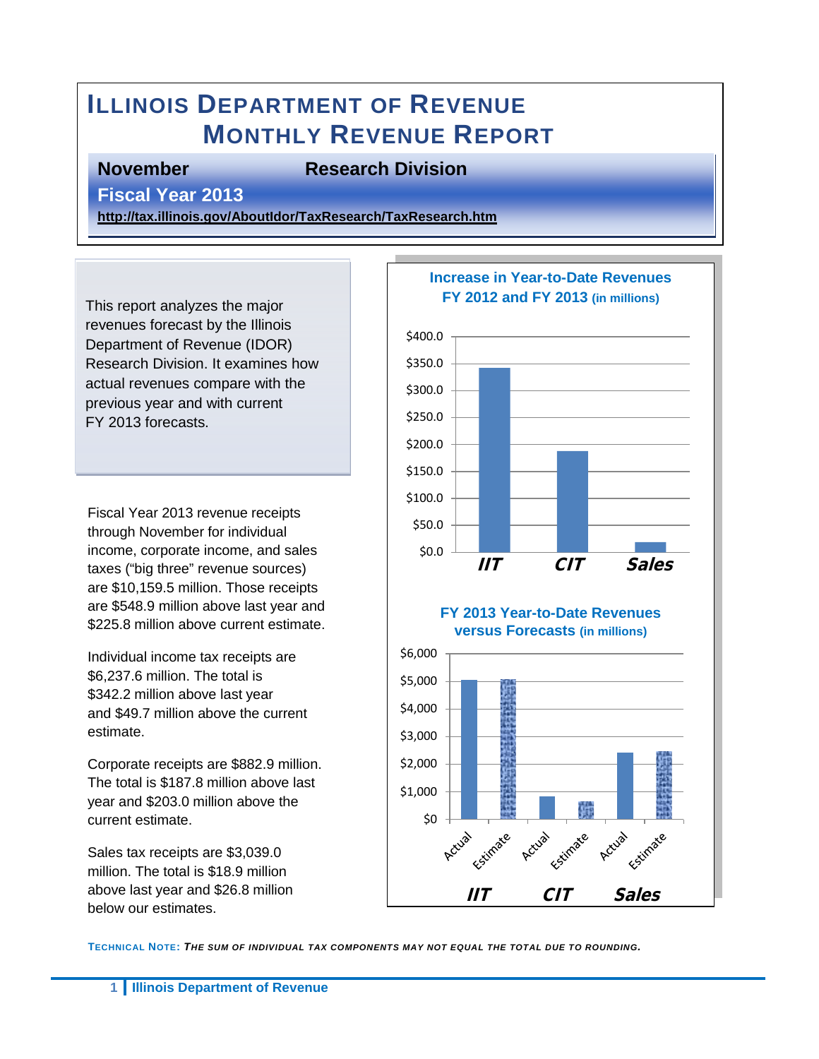# ILLINOIS DEPARTMENT OF REVENUE
## MONTHLY REVENUE REPORT

**November** **Research Division**

**Fiscal Year 2013**

**http://tax.illinois.gov/AboutIdor/TaxResearch/TaxResearch.htm**

This report analyzes the major revenues forecast by the Illinois Department of Revenue (IDOR) Research Division. It examines how actual revenues compare with the previous year and with current FY 2013 forecasts.

Fiscal Year 2013 revenue receipts through November for individual income, corporate income, and sales taxes ("big three" revenue sources) are $10,159.5 million. Those receipts are $548.9 million above last year and $225.8 million above current estimate.

Individual income tax receipts are $6,237.6 million. The total is $342.2 million above last year and $49.7 million above the current estimate.

Corporate receipts are $882.9 million. The total is $187.8 million above last year and $203.0 million above the current estimate.

Sales tax receipts are $3,039.0 million. The total is $18.9 million above last year and $26.8 million below our estimates.

**Increase in Year-to-Date Revenues FY 2012 and FY 2013 (in millions)**

**FY 2013 Year-to-Date Revenues versus Forecasts (in millions)**

**TECHNICAL NOTE:** ***THE SUM OF INDIVIDUAL TAX COMPONENTS MAY NOT EQUAL THE TOTAL DUE TO ROUNDING.***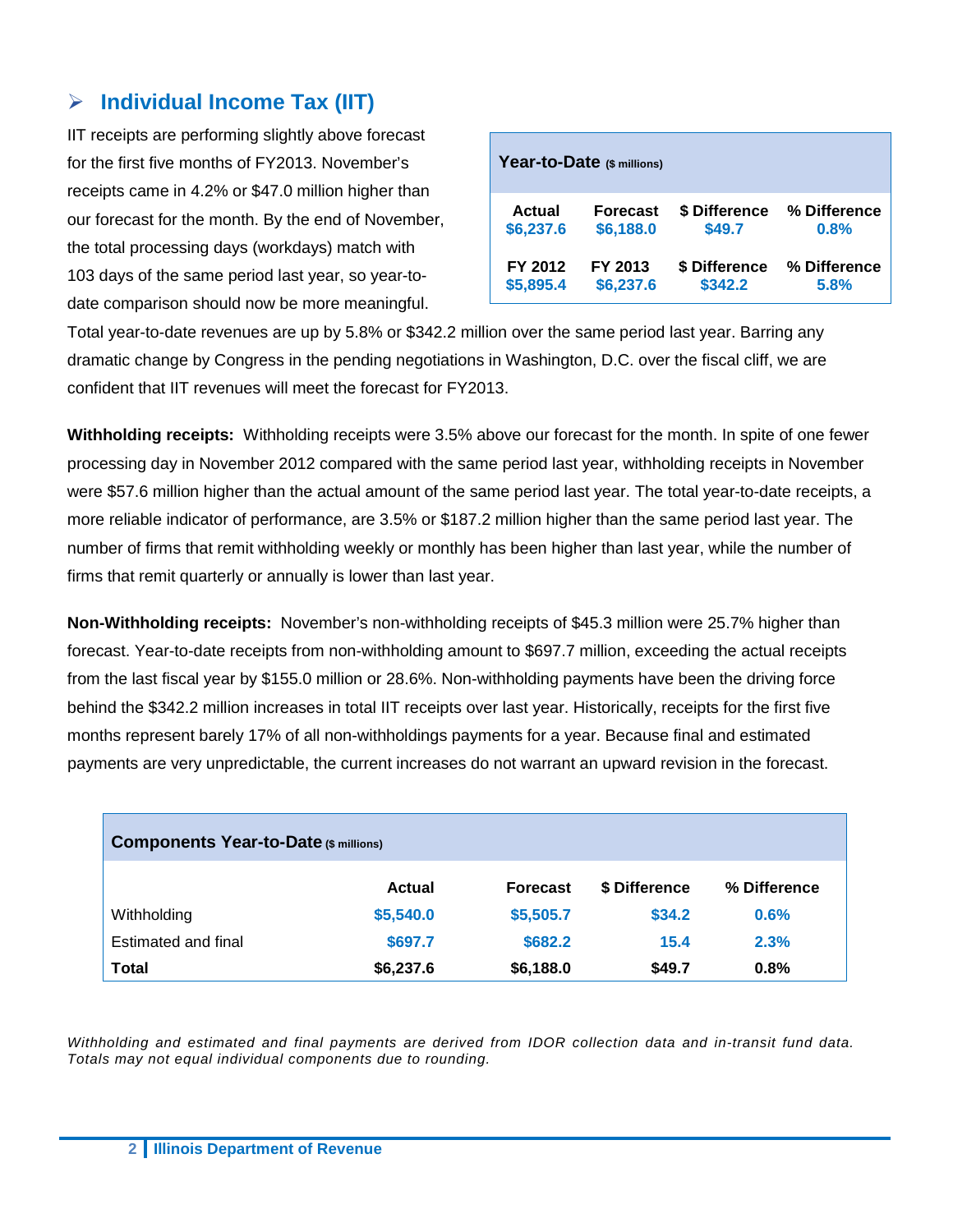## ➢ Individual Income Tax (IIT)

IIT receipts are performing slightly above forecast for the first five months of FY2013. November's receipts came in 4.2% or $47.0 million higher than our forecast for the month. By the end of November, the total processing days (workdays) match with 103 days of the same period last year, so year-to-date comparison should now be more meaningful.

| **Year-to-Date** ($ millions) | | | |
|---|---|---|---|
| **Actual** | **Forecast** | **$ Difference** | **% Difference** |
| $6,237.6 | $6,188.0 | $49.7 | 0.8% |
| **FY 2012** | **FY 2013** | **$ Difference** | **% Difference** |
| $5,895.4 | $6,237.6 | $342.2 | 5.8% |

Total year-to-date revenues are up by 5.8% or $342.2 million over the same period last year. Barring any dramatic change by Congress in the pending negotiations in Washington, D.C. over the fiscal cliff, we are confident that IIT revenues will meet the forecast for FY2013.

**Withholding receipts:** Withholding receipts were 3.5% above our forecast for the month. In spite of one fewer processing day in November 2012 compared with the same period last year, withholding receipts in November were $57.6 million higher than the actual amount of the same period last year. The total year-to-date receipts, a more reliable indicator of performance, are 3.5% or $187.2 million higher than the same period last year. The number of firms that remit withholding weekly or monthly has been higher than last year, while the number of firms that remit quarterly or annually is lower than last year.

**Non-Withholding receipts:** November's non-withholding receipts of $45.3 million were 25.7% higher than forecast. Year-to-date receipts from non-withholding amount to $697.7 million, exceeding the actual receipts from the last fiscal year by $155.0 million or 28.6%. Non-withholding payments have been the driving force behind the $342.2 million increases in total IIT receipts over last year. Historically, receipts for the first five months represent barely 17% of all non-withholdings payments for a year. Because final and estimated payments are very unpredictable, the current increases do not warrant an upward revision in the forecast.

| **Components Year-to-Date** ($ millions) | **Actual** | **Forecast** | **$ Difference** | **% Difference** |
|---|---|---|---|---|
| Withholding | $5,540.0 | $5,505.7 | $34.2 | 0.6% |
| Estimated and final | $697.7 | $682.2 | 15.4 | 2.3% |
| **Total** | **$6,237.6** | **$6,188.0** | **$49.7** | **0.8%** |

*Withholding and estimated and final payments are derived from IDOR collection data and in-transit fund data. Totals may not equal individual components due to rounding.*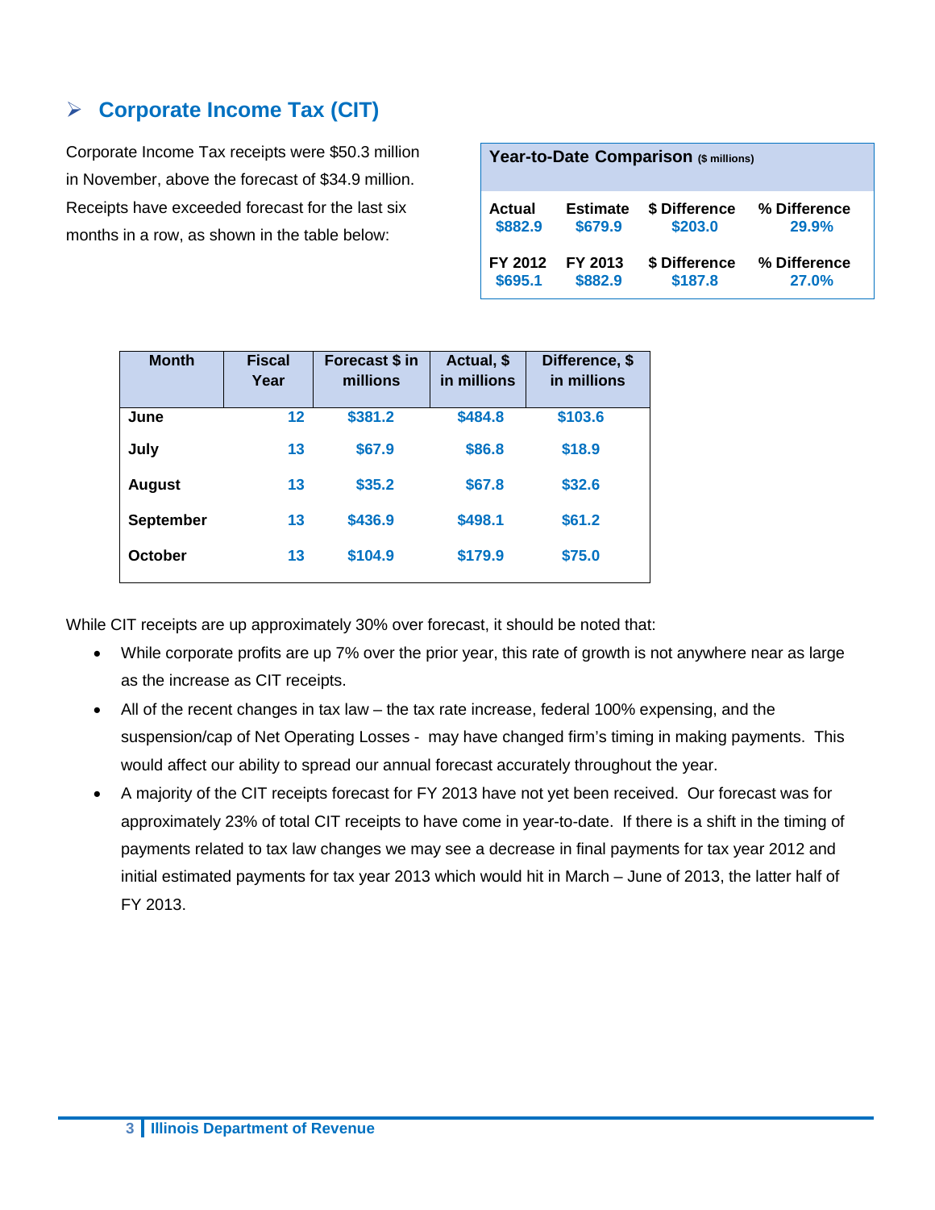## Corporate Income Tax (CIT)

Corporate Income Tax receipts were $50.3 million in November, above the forecast of $34.9 million. Receipts have exceeded forecast for the last six months in a row, as shown in the table below:

**Year-to-Date Comparison** ($ millions)

| Actual | Estimate | $ Difference | % Difference |
|---|---|---|---|
| $882.9 | $679.9 | $203.0 | 29.9% |
| **FY 2012** | **FY 2013** | **$ Difference** | **% Difference** |
| $695.1 | $882.9 | $187.8 | 27.0% |

| Month | Fiscal Year | Forecast $ in millions | Actual, $ in millions | Difference, $ in millions |
|---|---|---|---|---|
| June | 12 | $381.2 | $484.8 | $103.6 |
| July | 13 | $67.9 | $86.8 | $18.9 |
| August | 13 | $35.2 | $67.8 | $32.6 |
| September | 13 | $436.9 | $498.1 | $61.2 |
| October | 13 | $104.9 | $179.9 | $75.0 |

While CIT receipts are up approximately 30% over forecast, it should be noted that:

- While corporate profits are up 7% over the prior year, this rate of growth is not anywhere near as large as the increase as CIT receipts.
- All of the recent changes in tax law – the tax rate increase, federal 100% expensing, and the suspension/cap of Net Operating Losses - may have changed firm's timing in making payments. This would affect our ability to spread our annual forecast accurately throughout the year.
- A majority of the CIT receipts forecast for FY 2013 have not yet been received. Our forecast was for approximately 23% of total CIT receipts to have come in year-to-date. If there is a shift in the timing of payments related to tax law changes we may see a decrease in final payments for tax year 2012 and initial estimated payments for tax year 2013 which would hit in March – June of 2013, the latter half of FY 2013.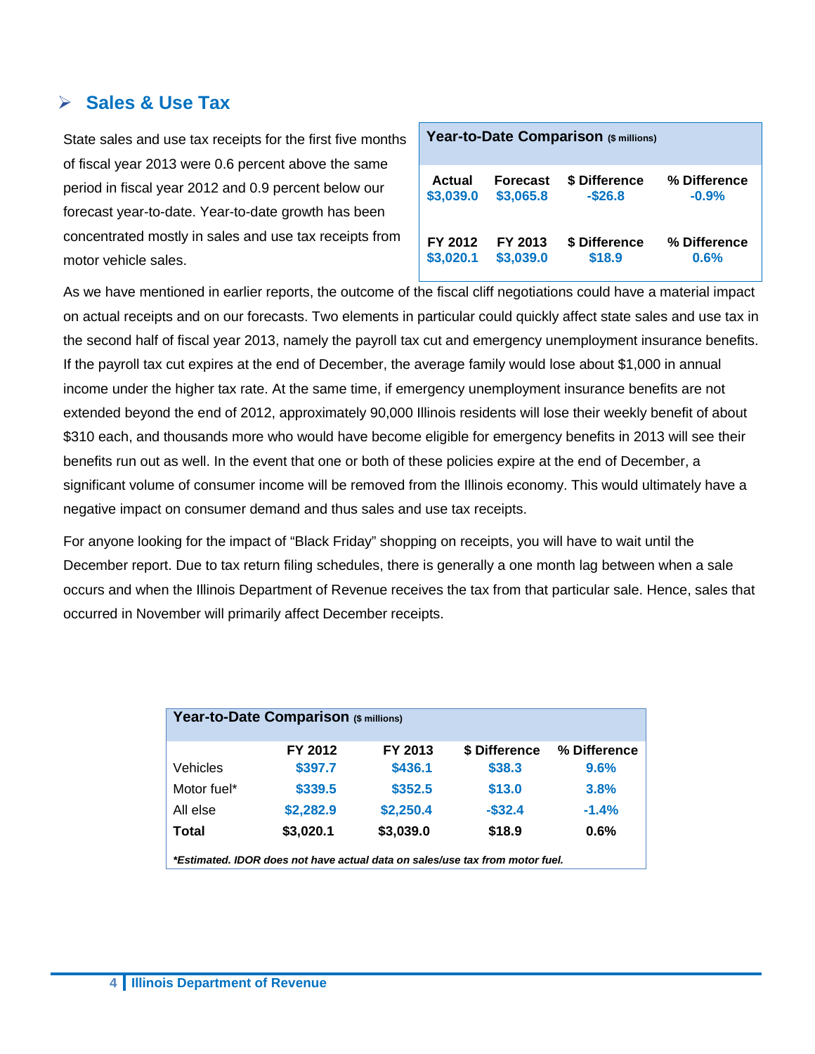## Sales & Use Tax

State sales and use tax receipts for the first five months of fiscal year 2013 were 0.6 percent above the same period in fiscal year 2012 and 0.9 percent below our forecast year-to-date. Year-to-date growth has been concentrated mostly in sales and use tax receipts from motor vehicle sales.

| Year-to-Date Comparison ($ millions) | | | |
|---|---|---|---|
| **Actual** | **Forecast** | **$ Difference** | **% Difference** |
| $3,039.0 | $3,065.8 | -$26.8 | -0.9% |
| **FY 2012** | **FY 2013** | **$ Difference** | **% Difference** |
| $3,020.1 | $3,039.0 | $18.9 | 0.6% |

As we have mentioned in earlier reports, the outcome of the fiscal cliff negotiations could have a material impact on actual receipts and on our forecasts. Two elements in particular could quickly affect state sales and use tax in the second half of fiscal year 2013, namely the payroll tax cut and emergency unemployment insurance benefits. If the payroll tax cut expires at the end of December, the average family would lose about $1,000 in annual income under the higher tax rate. At the same time, if emergency unemployment insurance benefits are not extended beyond the end of 2012, approximately 90,000 Illinois residents will lose their weekly benefit of about $310 each, and thousands more who would have become eligible for emergency benefits in 2013 will see their benefits run out as well. In the event that one or both of these policies expire at the end of December, a significant volume of consumer income will be removed from the Illinois economy. This would ultimately have a negative impact on consumer demand and thus sales and use tax receipts.

For anyone looking for the impact of "Black Friday" shopping on receipts, you will have to wait until the December report. Due to tax return filing schedules, there is generally a one month lag between when a sale occurs and when the Illinois Department of Revenue receives the tax from that particular sale. Hence, sales that occurred in November will primarily affect December receipts.

| Year-to-Date Comparison ($ millions) | FY 2012 | FY 2013 | $ Difference | % Difference |
|---|---|---|---|---|
| Vehicles | $397.7 | $436.1 | $38.3 | 9.6% |
| Motor fuel* | $339.5 | $352.5 | $13.0 | 3.8% |
| All else | $2,282.9 | $2,250.4 | -$32.4 | -1.4% |
| **Total** | **$3,020.1** | **$3,039.0** | **$18.9** | **0.6%** |

***Estimated. IDOR does not have actual data on sales/use tax from motor fuel.***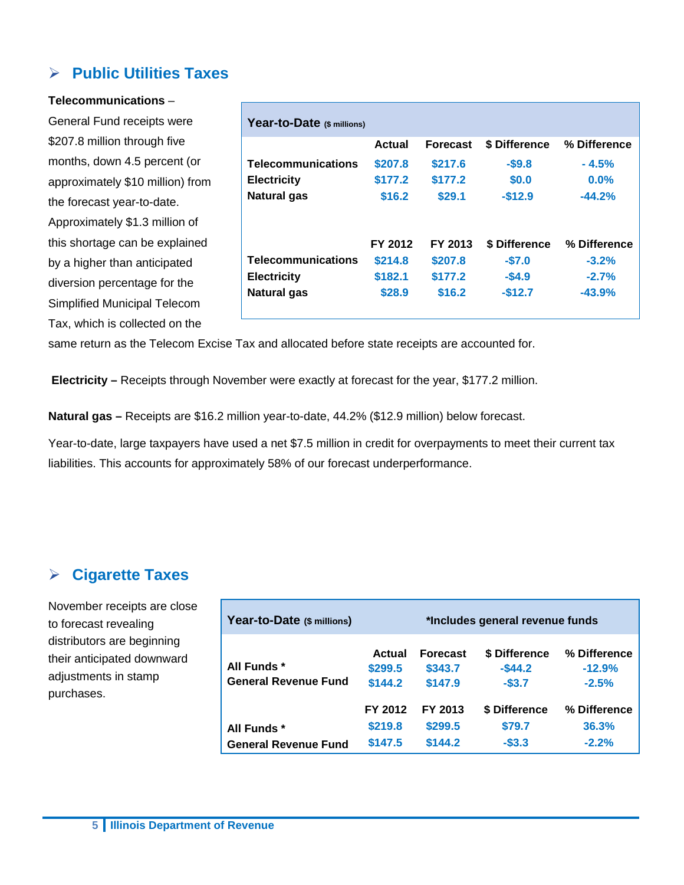## Public Utilities Taxes

**Telecommunications** – General Fund receipts were $207.8 million through five months, down 4.5 percent (or approximately $10 million) from the forecast year-to-date. Approximately $1.3 million of this shortage can be explained by a higher than anticipated diversion percentage for the Simplified Municipal Telecom Tax, which is collected on the same return as the Telecom Excise Tax and allocated before state receipts are accounted for.

| **Year-to-Date** ($ millions) | | | | |
|---|---|---|---|---|
| | **Actual** | **Forecast** | **$ Difference** | **% Difference** |
| **Telecommunications** | $207.8 | $217.6 | -$9.8 | - 4.5% |
| **Electricity** | $177.2 | $177.2 | $0.0 | 0.0% |
| **Natural gas** | $16.2 | $29.1 | -$12.9 | -44.2% |
| | **FY 2012** | **FY 2013** | **$ Difference** | **% Difference** |
| **Telecommunications** | $214.8 | $207.8 | -$7.0 | -3.2% |
| **Electricity** | $182.1 | $177.2 | -$4.9 | -2.7% |
| **Natural gas** | $28.9 | $16.2 | -$12.7 | -43.9% |

**Electricity –** Receipts through November were exactly at forecast for the year, $177.2 million.

**Natural gas –** Receipts are $16.2 million year-to-date, 44.2% ($12.9 million) below forecast.

Year-to-date, large taxpayers have used a net $7.5 million in credit for overpayments to meet their current tax liabilities. This accounts for approximately 58% of our forecast underperformance.

## Cigarette Taxes

November receipts are close to forecast revealing distributors are beginning their anticipated downward adjustments in stamp purchases.

| **Year-to-Date** ($ millions) | *Includes general revenue funds | | | |
|---|---|---|---|---|
| | **Actual** | **Forecast** | **$ Difference** | **% Difference** |
| **All Funds *** | $299.5 | $343.7 | -$44.2 | -12.9% |
| **General Revenue Fund** | $144.2 | $147.9 | -$3.7 | -2.5% |
| | **FY 2012** | **FY 2013** | **$ Difference** | **% Difference** |
| **All Funds *** | $219.8 | $299.5 | $79.7 | 36.3% |
| **General Revenue Fund** | $147.5 | $144.2 | -$3.3 | -2.2% |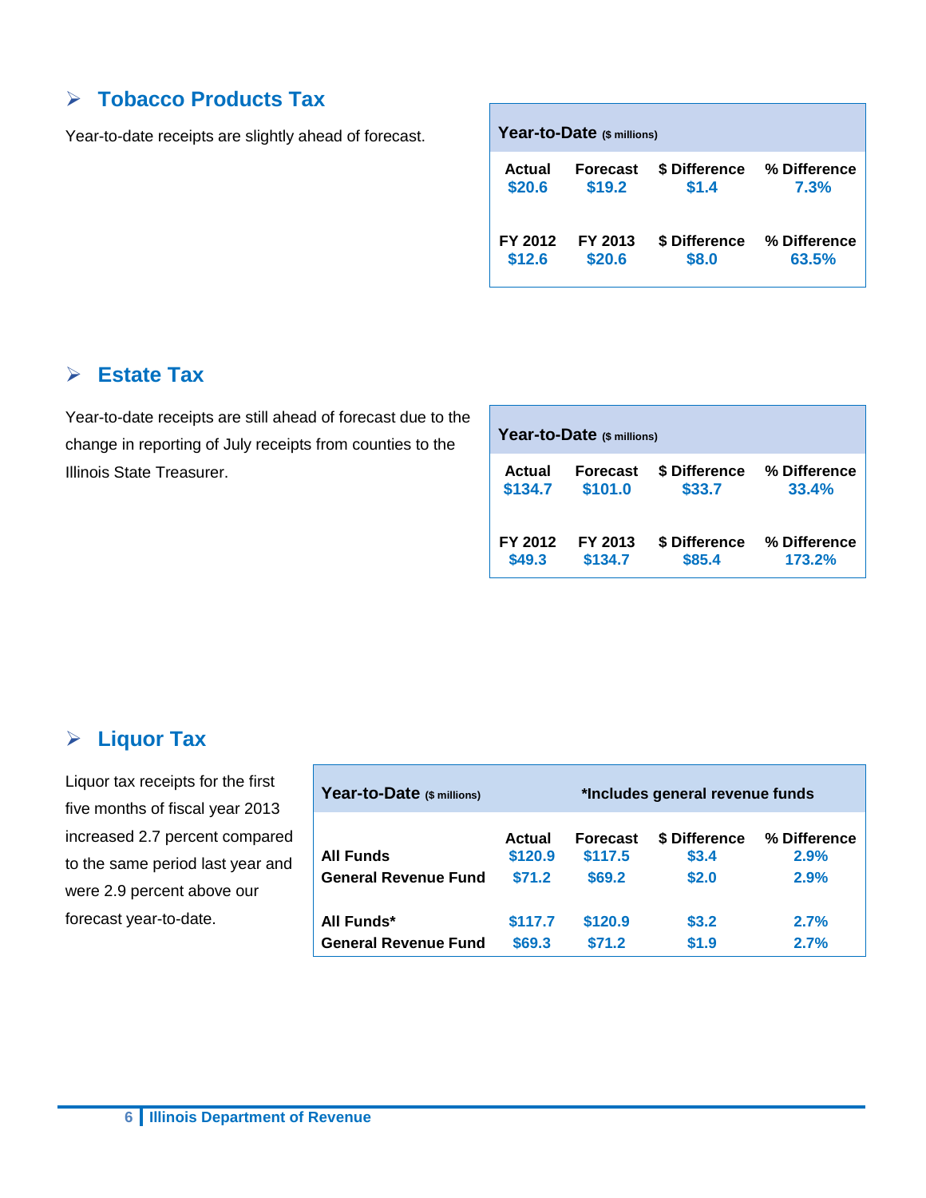## Tobacco Products Tax

Year-to-date receipts are slightly ahead of forecast.

| Year-to-Date ($ millions) | | | |
|---|---|---|---|
| Actual | Forecast | $ Difference | % Difference |
| $20.6 | $19.2 | $1.4 | 7.3% |
| FY 2012 | FY 2013 | $ Difference | % Difference |
| $12.6 | $20.6 | $8.0 | 63.5% |

## Estate Tax

Year-to-date receipts are still ahead of forecast due to the change in reporting of July receipts from counties to the Illinois State Treasurer.

| Year-to-Date ($ millions) | | | |
|---|---|---|---|
| Actual | Forecast | $ Difference | % Difference |
| $134.7 | $101.0 | $33.7 | 33.4% |
| FY 2012 | FY 2013 | $ Difference | % Difference |
| $49.3 | $134.7 | $85.4 | 173.2% |

## Liquor Tax

Liquor tax receipts for the first five months of fiscal year 2013 increased 2.7 percent compared to the same period last year and were 2.9 percent above our forecast year-to-date.

| Year-to-Date ($ millions) | *Includes general revenue funds | | | |
|---|---|---|---|---|
| | Actual | Forecast | $ Difference | % Difference |
| All Funds | $120.9 | $117.5 | $3.4 | 2.9% |
| General Revenue Fund | $71.2 | $69.2 | $2.0 | 2.9% |
| All Funds* | $117.7 | $120.9 | $3.2 | 2.7% |
| General Revenue Fund | $69.3 | $71.2 | $1.9 | 2.7% |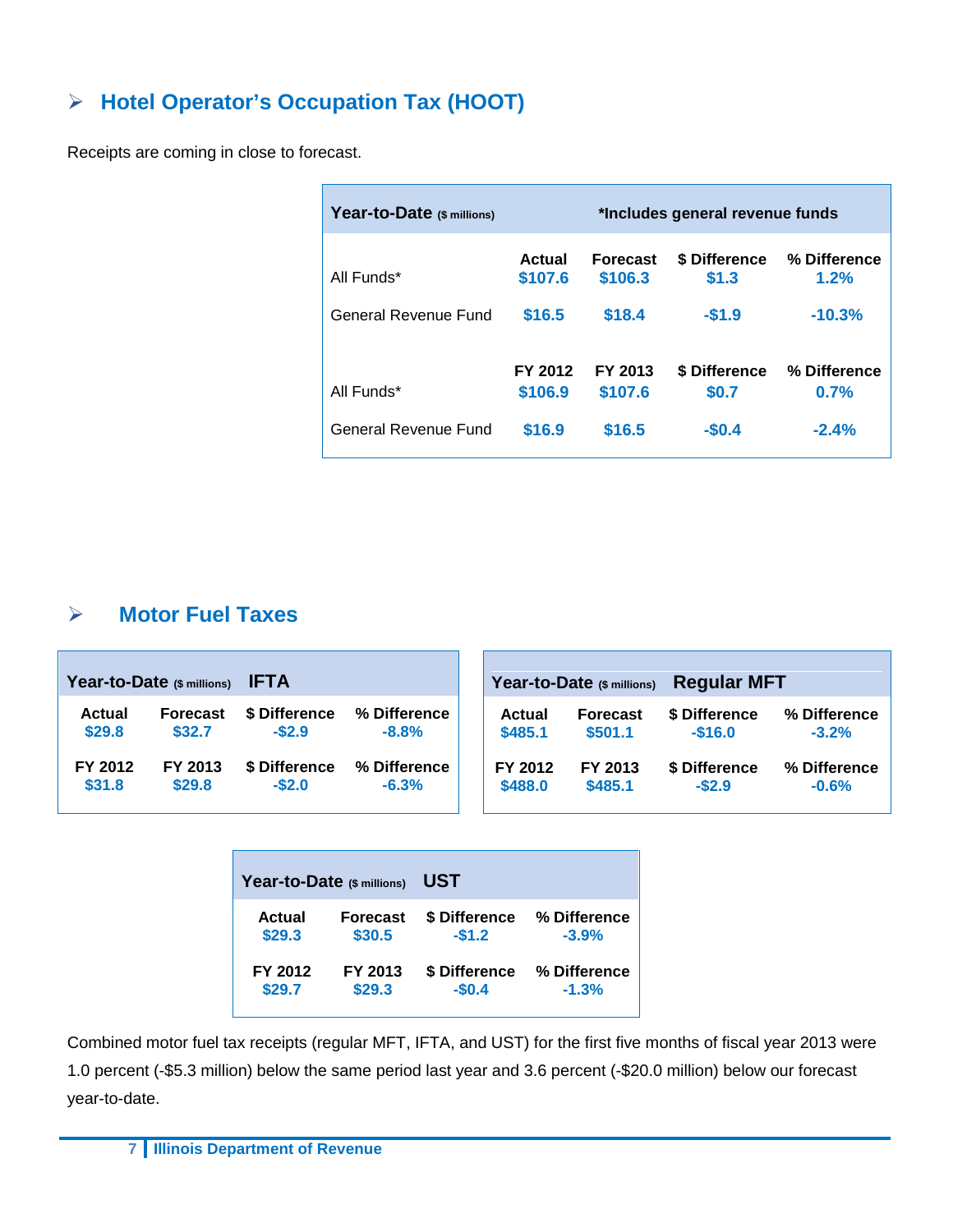## Hotel Operator's Occupation Tax (HOOT)

Receipts are coming in close to forecast.

| Year-to-Date ($ millions) | *Includes general revenue funds | | | |
|---|---|---|---|---|
| | Actual | Forecast | $ Difference | % Difference |
| All Funds* | $107.6 | $106.3 | $1.3 | 1.2% |
| General Revenue Fund | $16.5 | $18.4 | -$1.9 | -10.3% |
| | FY 2012 | FY 2013 | $ Difference | % Difference |
| All Funds* | $106.9 | $107.6 | $0.7 | 0.7% |
| General Revenue Fund | $16.9 | $16.5 | -$0.4 | -2.4% |

## Motor Fuel Taxes

**Year-to-Date ($ millions) IFTA**

| Actual | Forecast | $ Difference | % Difference |
|---|---|---|---|
| $29.8 | $32.7 | -$2.9 | -8.8% |
| **FY 2012** | **FY 2013** | **$ Difference** | **% Difference** |
| $31.8 | $29.8 | -$2.0 | -6.3% |

**Year-to-Date ($ millions) Regular MFT**

| Actual | Forecast | $ Difference | % Difference |
|---|---|---|---|
| $485.1 | $501.1 | -$16.0 | -3.2% |
| **FY 2012** | **FY 2013** | **$ Difference** | **% Difference** |
| $488.0 | $485.1 | -$2.9 | -0.6% |

**Year-to-Date ($ millions) UST**

| Actual | Forecast | $ Difference | % Difference |
|---|---|---|---|
| $29.3 | $30.5 | -$1.2 | -3.9% |
| **FY 2012** | **FY 2013** | **$ Difference** | **% Difference** |
| $29.7 | $29.3 | -$0.4 | -1.3% |

Combined motor fuel tax receipts (regular MFT, IFTA, and UST) for the first five months of fiscal year 2013 were 1.0 percent (-$5.3 million) below the same period last year and 3.6 percent (-$20.0 million) below our forecast year-to-date.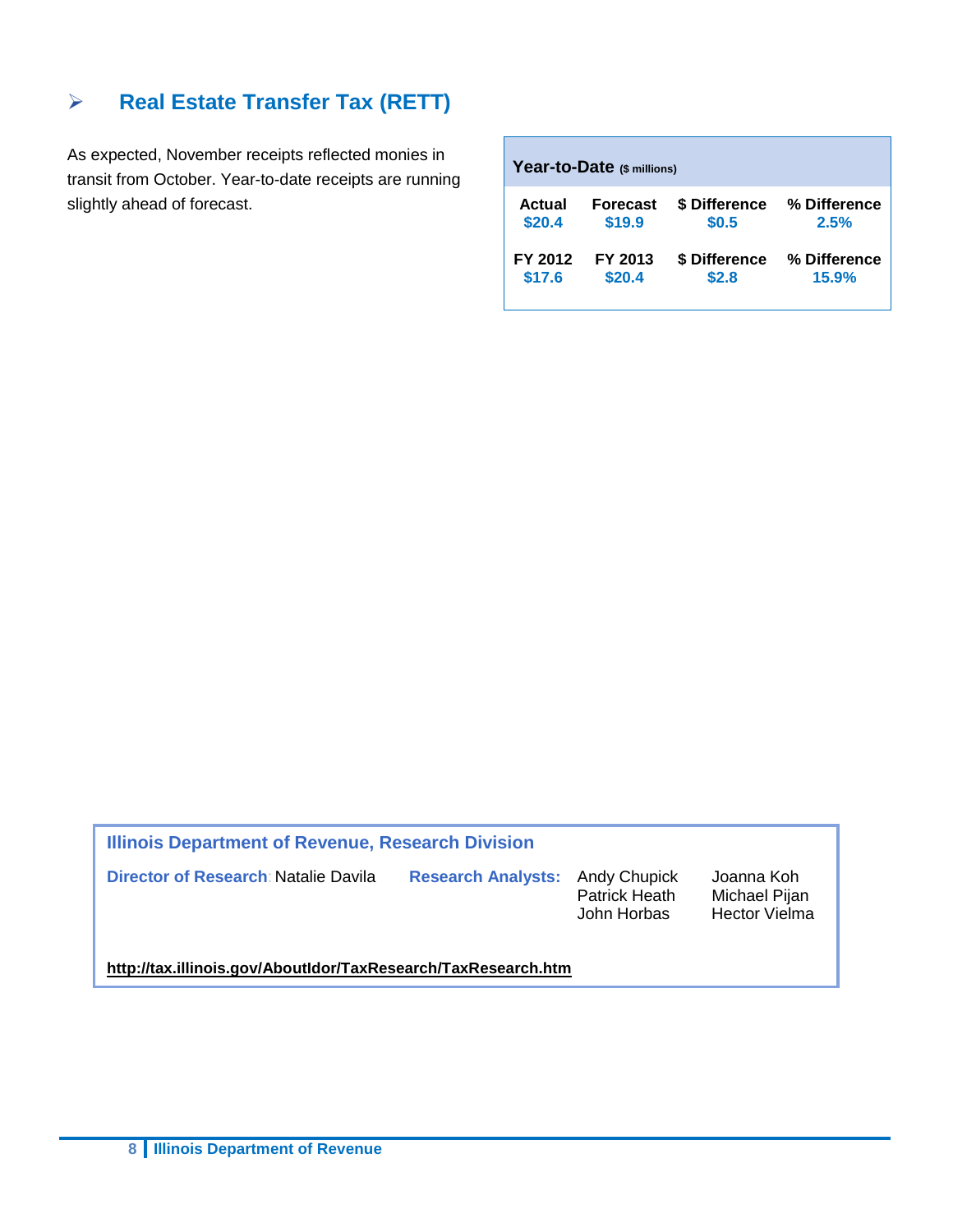## Real Estate Transfer Tax (RETT)

As expected, November receipts reflected monies in transit from October. Year-to-date receipts are running slightly ahead of forecast.

**Year-to-Date** ($ millions)

| Actual | Forecast | $ Difference | % Difference |
|---|---|---|---|
| $20.4 | $19.9 | $0.5 | 2.5% |
| **FY 2012** | **FY 2013** | **$ Difference** | **% Difference** |
| $17.6 | $20.4 | $2.8 | 15.9% |

**Illinois Department of Revenue, Research Division**

**Director of Research**: Natalie Davila

**Research Analysts:** Andy Chupick, Patrick Heath, John Horbas, Joanna Koh, Michael Pijan, Hector Vielma

**http://tax.illinois.gov/AboutIdor/TaxResearch/TaxResearch.htm**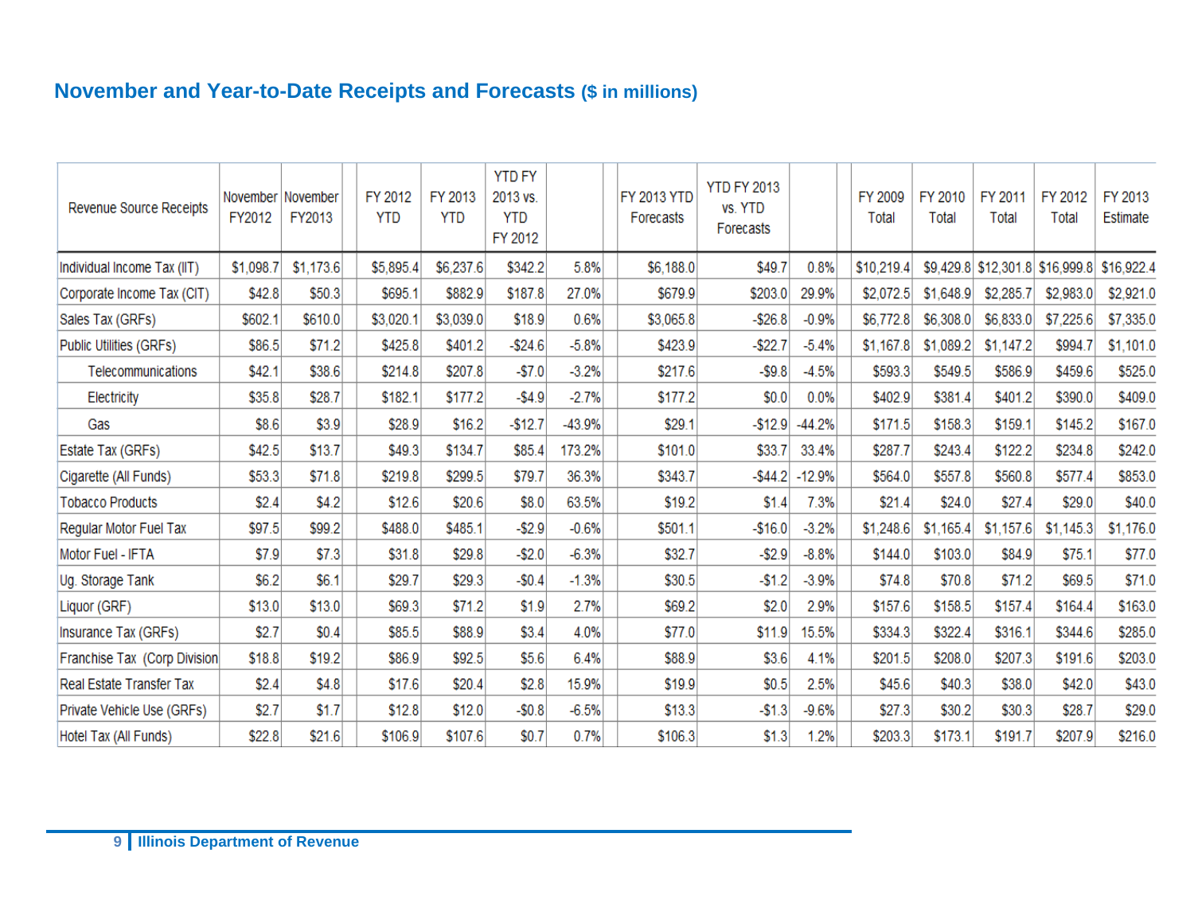## November and Year-to-Date Receipts and Forecasts ($ in millions)

| Revenue Source Receipts | November FY2012 | November FY2013 | FY 2012 YTD | FY 2013 YTD | YTD FY 2013 vs. YTD FY 2012 | | FY 2013 YTD Forecasts | YTD FY 2013 vs. YTD Forecasts | | FY 2009 Total | FY 2010 Total | FY 2011 Total | FY 2012 Total | FY 2013 Estimate |
|---|---|---|---|---|---|---|---|---|---|---|---|---|---|---|
| Individual Income Tax (IIT) | $1,098.7 | $1,173.6 | $5,895.4 | $6,237.6 | $342.2 | 5.8% | $6,188.0 | $49.7 | 0.8% | $10,219.4 | $9,429.8 | $12,301.8 | $16,999.8 | $16,922.4 |
| Corporate Income Tax (CIT) | $42.8 | $50.3 | $695.1 | $882.9 | $187.8 | 27.0% | $679.9 | $203.0 | 29.9% | $2,072.5 | $1,648.9 | $2,285.7 | $2,983.0 | $2,921.0 |
| Sales Tax (GRFs) | $602.1 | $610.0 | $3,020.1 | $3,039.0 | $18.9 | 0.6% | $3,065.8 | -$26.8 | -0.9% | $6,772.8 | $6,308.0 | $6,833.0 | $7,225.6 | $7,335.0 |
| Public Utilities (GRFs) | $86.5 | $71.2 | $425.8 | $401.2 | -$24.6 | -5.8% | $423.9 | -$22.7 | -5.4% | $1,167.8 | $1,089.2 | $1,147.2 | $994.7 | $1,101.0 |
| Telecommunications | $42.1 | $38.6 | $214.8 | $207.8 | -$7.0 | -3.2% | $217.6 | -$9.8 | -4.5% | $593.3 | $549.5 | $586.9 | $459.6 | $525.0 |
| Electricity | $35.8 | $28.7 | $182.1 | $177.2 | -$4.9 | -2.7% | $177.2 | $0.0 | 0.0% | $402.9 | $381.4 | $401.2 | $390.0 | $409.0 |
| Gas | $8.6 | $3.9 | $28.9 | $16.2 | -$12.7 | -43.9% | $29.1 | -$12.9 | -44.2% | $171.5 | $158.3 | $159.1 | $145.2 | $167.0 |
| Estate Tax (GRFs) | $42.5 | $13.7 | $49.3 | $134.7 | $85.4 | 173.2% | $101.0 | $33.7 | 33.4% | $287.7 | $243.4 | $122.2 | $234.8 | $242.0 |
| Cigarette (All Funds) | $53.3 | $71.8 | $219.8 | $299.5 | $79.7 | 36.3% | $343.7 | -$44.2 | -12.9% | $564.0 | $557.8 | $560.8 | $577.4 | $853.0 |
| Tobacco Products | $2.4 | $4.2 | $12.6 | $20.6 | $8.0 | 63.5% | $19.2 | $1.4 | 7.3% | $21.4 | $24.0 | $27.4 | $29.0 | $40.0 |
| Regular Motor Fuel Tax | $97.5 | $99.2 | $488.0 | $485.1 | -$2.9 | -0.6% | $501.1 | -$16.0 | -3.2% | $1,248.6 | $1,165.4 | $1,157.6 | $1,145.3 | $1,176.0 |
| Motor Fuel - IFTA | $7.9 | $7.3 | $31.8 | $29.8 | -$2.0 | -6.3% | $32.7 | -$2.9 | -8.8% | $144.0 | $103.0 | $84.9 | $75.1 | $77.0 |
| Ug. Storage Tank | $6.2 | $6.1 | $29.7 | $29.3 | -$0.4 | -1.3% | $30.5 | -$1.2 | -3.9% | $74.8 | $70.8 | $71.2 | $69.5 | $71.0 |
| Liquor (GRF) | $13.0 | $13.0 | $69.3 | $71.2 | $1.9 | 2.7% | $69.2 | $2.0 | 2.9% | $157.6 | $158.5 | $157.4 | $164.4 | $163.0 |
| Insurance Tax (GRFs) | $2.7 | $0.4 | $85.5 | $88.9 | $3.4 | 4.0% | $77.0 | $11.9 | 15.5% | $334.3 | $322.4 | $316.1 | $344.6 | $285.0 |
| Franchise Tax (Corp Division | $18.8 | $19.2 | $86.9 | $92.5 | $5.6 | 6.4% | $88.9 | $3.6 | 4.1% | $201.5 | $208.0 | $207.3 | $191.6 | $203.0 |
| Real Estate Transfer Tax | $2.4 | $4.8 | $17.6 | $20.4 | $2.8 | 15.9% | $19.9 | $0.5 | 2.5% | $45.6 | $40.3 | $38.0 | $42.0 | $43.0 |
| Private Vehicle Use (GRFs) | $2.7 | $1.7 | $12.8 | $12.0 | -$0.8 | -6.5% | $13.3 | -$1.3 | -9.6% | $27.3 | $30.2 | $30.3 | $28.7 | $29.0 |
| Hotel Tax (All Funds) | $22.8 | $21.6 | $106.9 | $107.6 | $0.7 | 0.7% | $106.3 | $1.3 | 1.2% | $203.3 | $173.1 | $191.7 | $207.9 | $216.0 |